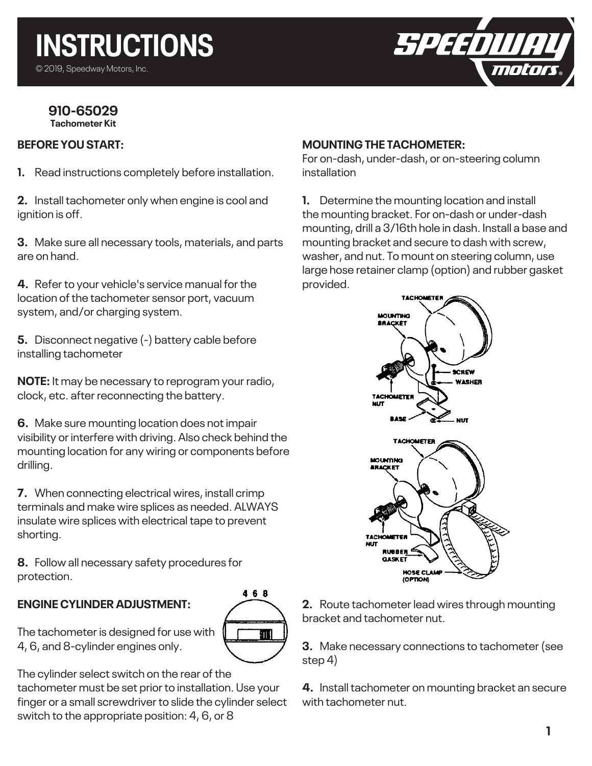# INSTRUCTIONS

© 2019, Speedway Motors, Inc.

**910-65029**
**Tachometer Kit**

## BEFORE YOU START:

**1.** Read instructions completely before installation.

**2.** Install tachometer only when engine is cool and ignition is off.

**3.** Make sure all necessary tools, materials, and parts are on hand.

**4.** Refer to your vehicle's service manual for the location of the tachometer sensor port, vacuum system, and/or charging system.

**5.** Disconnect negative (-) battery cable before installing tachometer

**NOTE:** It may be necessary to reprogram your radio, clock, etc. after reconnecting the battery.

**6.** Make sure mounting location does not impair visibility or interfere with driving. Also check behind the mounting location for any wiring or components before drilling.

**7.** When connecting electrical wires, install crimp terminals and make wire splices as needed. ALWAYS insulate wire splices with electrical tape to prevent shorting.

**8.** Follow all necessary safety procedures for protection.

## ENGINE CYLINDER ADJUSTMENT:

The tachometer is designed for use with 4, 6, and 8-cylinder engines only.

The cylinder select switch on the rear of the tachometer must be set prior to installation. Use your finger or a small screwdriver to slide the cylinder select switch to the appropriate position: 4, 6, or 8

## MOUNTING THE TACHOMETER:

For on-dash, under-dash, or on-steering column installation

**1.** Determine the mounting location and install the mounting bracket. For on-dash or under-dash mounting, drill a 3/16th hole in dash. Install a base and mounting bracket and secure to dash with screw, washer, and nut. To mount on steering column, use large hose retainer clamp (option) and rubber gasket provided.

**2.** Route tachometer lead wires through mounting bracket and tachometer nut.

**3.** Make necessary connections to tachometer (see step 4)

**4.** Install tachometer on mounting bracket an secure with tachometer nut.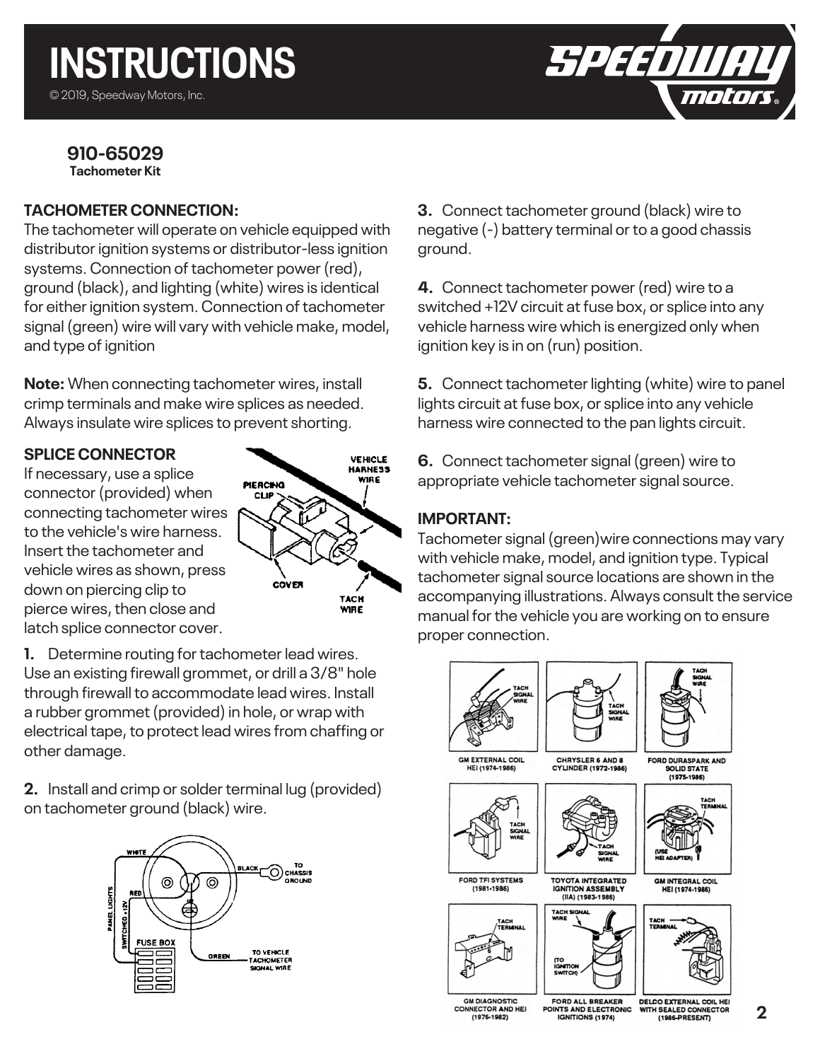# INSTRUCTIONS

© 2019, Speedway Motors, Inc.

## 910-65029

**Tachometer Kit**

### TACHOMETER CONNECTION:

The tachometer will operate on vehicle equipped with distributor ignition systems or distributor-less ignition systems. Connection of tachometer power (red), ground (black), and lighting (white) wires is identical for either ignition system. Connection of tachometer signal (green) wire will vary with vehicle make, model, and type of ignition

**Note:** When connecting tachometer wires, install crimp terminals and make wire splices as needed. Always insulate wire splices to prevent shorting.

### SPLICE CONNECTOR

If necessary, use a splice connector (provided) when connecting tachometer wires to the vehicle's wire harness. Insert the tachometer and vehicle wires as shown, press down on piercing clip to pierce wires, then close and latch splice connector cover.

**1.** Determine routing for tachometer lead wires. Use an existing firewall grommet, or drill a 3/8" hole through firewall to accommodate lead wires. Install a rubber grommet (provided) in hole, or wrap with electrical tape, to protect lead wires from chaffing or other damage.

**2.** Install and crimp or solder terminal lug (provided) on tachometer ground (black) wire.

**3.** Connect tachometer ground (black) wire to negative (-) battery terminal or to a good chassis ground.

**4.** Connect tachometer power (red) wire to a switched +12V circuit at fuse box, or splice into any vehicle harness wire which is energized only when ignition key is in on (run) position.

**5.** Connect tachometer lighting (white) wire to panel lights circuit at fuse box, or splice into any vehicle harness wire connected to the pan lights circuit.

**6.** Connect tachometer signal (green) wire to appropriate vehicle tachometer signal source.

### IMPORTANT:

Tachometer signal (green)wire connections may vary with vehicle make, model, and ignition type. Typical tachometer signal source locations are shown in the accompanying illustrations. Always consult the service manual for the vehicle you are working on to ensure proper connection.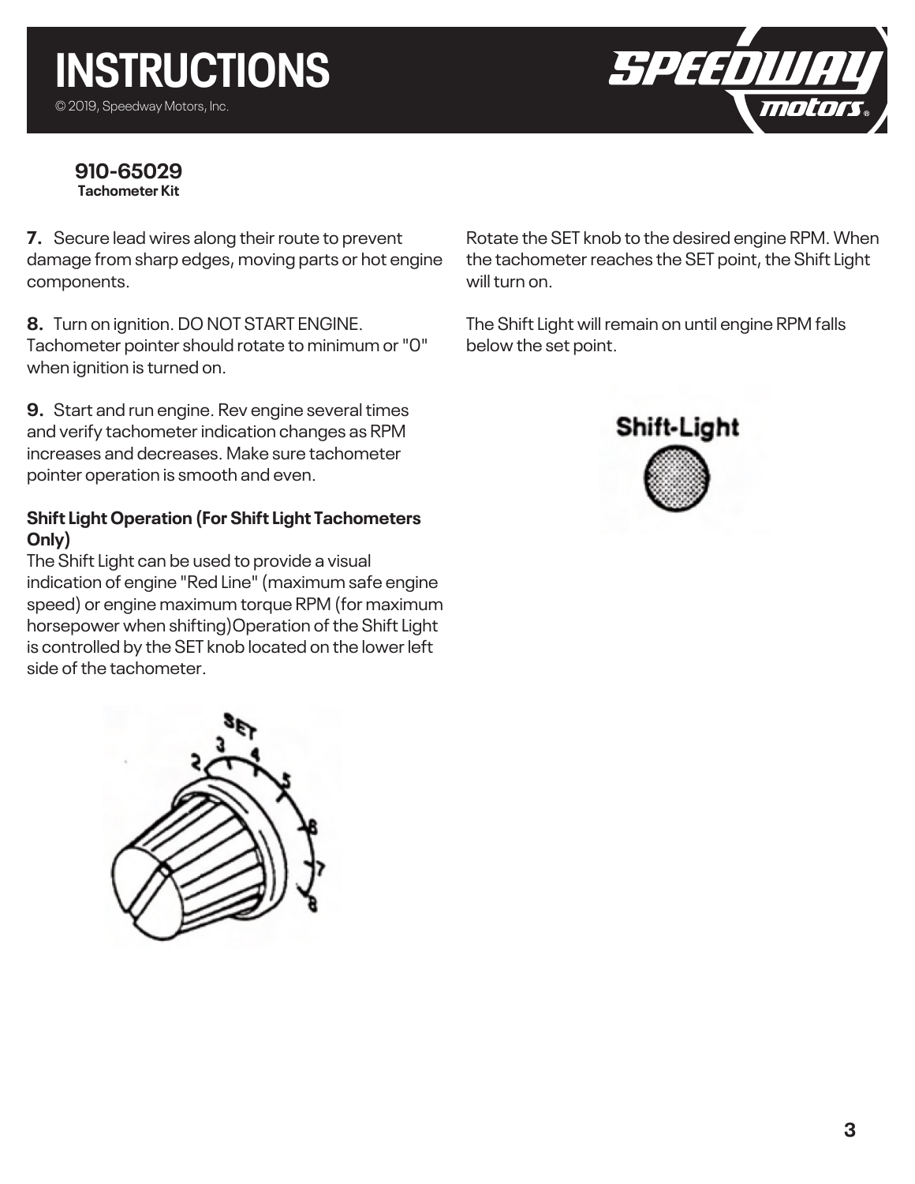**910-65029**
**Tachometer Kit**

**7.** Secure lead wires along their route to prevent damage from sharp edges, moving parts or hot engine components.

**8.** Turn on ignition. DO NOT START ENGINE. Tachometer pointer should rotate to minimum or "0" when ignition is turned on.

**9.** Start and run engine. Rev engine several times and verify tachometer indication changes as RPM increases and decreases. Make sure tachometer pointer operation is smooth and even.

**Shift Light Operation (For Shift Light Tachometers Only)**
The Shift Light can be used to provide a visual indication of engine "Red Line" (maximum safe engine speed) or engine maximum torque RPM (for maximum horsepower when shifting)Operation of the Shift Light is controlled by the SET knob located on the lower left side of the tachometer.

Rotate the SET knob to the desired engine RPM. When the tachometer reaches the SET point, the Shift Light will turn on.

The Shift Light will remain on until engine RPM falls below the set point.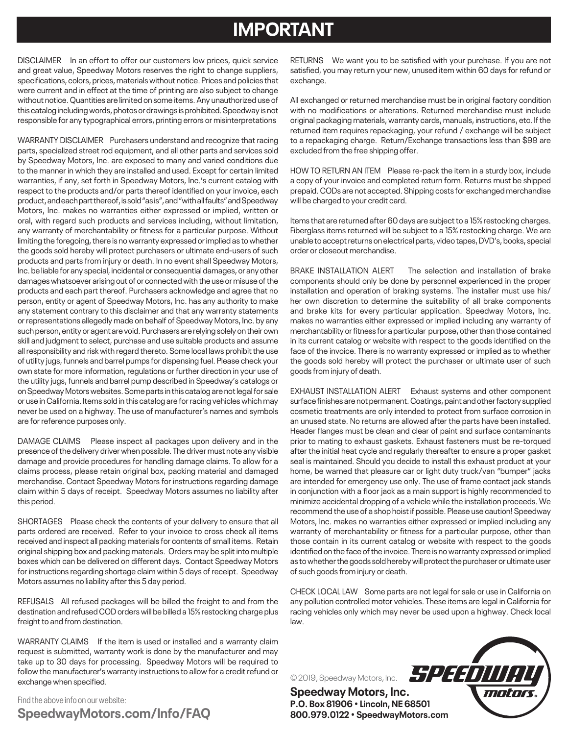# IMPORTANT

DISCLAIMER In an effort to offer our customers low prices, quick service and great value, Speedway Motors reserves the right to change suppliers, specifications, colors, prices, materials without notice. Prices and policies that were current and in effect at the time of printing are also subject to change without notice. Quantities are limited on some items. Any unauthorized use of this catalog including words, photos or drawings is prohibited. Speedway is not responsible for any typographical errors, printing errors or misinterpretations

WARRANTY DISCLAIMER Purchasers understand and recognize that racing parts, specialized street rod equipment, and all other parts and services sold by Speedway Motors, Inc. are exposed to many and varied conditions due to the manner in which they are installed and used. Except for certain limited warranties, if any, set forth in Speedway Motors, Inc.'s current catalog with respect to the products and/or parts thereof identified on your invoice, each product, and each part thereof, is sold "as is", and "with all faults" and Speedway Motors, Inc. makes no warranties either expressed or implied, written or oral, with regard such products and services including, without limitation, any warranty of merchantability or fitness for a particular purpose. Without limiting the foregoing, there is no warranty expressed or implied as to whether the goods sold hereby will protect purchasers or ultimate end-users of such products and parts from injury or death. In no event shall Speedway Motors, Inc. be liable for any special, incidental or consequential damages, or any other damages whatsoever arising out of or connected with the use or misuse of the products and each part thereof. Purchasers acknowledge and agree that no person, entity or agent of Speedway Motors, Inc. has any authority to make any statement contrary to this disclaimer and that any warranty statements or representations allegedly made on behalf of Speedway Motors, Inc. by any such person, entity or agent are void. Purchasers are relying solely on their own skill and judgment to select, purchase and use suitable products and assume all responsibility and risk with regard thereto. Some local laws prohibit the use of utility jugs, funnels and barrel pumps for dispensing fuel. Please check your own state for more information, regulations or further direction in your use of the utility jugs, funnels and barrel pump described in Speedway's catalogs or on Speedway Motors websites. Some parts in this catalog are not legal for sale or use in California. Items sold in this catalog are for racing vehicles which may never be used on a highway. The use of manufacturer's names and symbols are for reference purposes only.

DAMAGE CLAIMS Please inspect all packages upon delivery and in the presence of the delivery driver when possible. The driver must note any visible damage and provide procedures for handling damage claims. To allow for a claims process, please retain original box, packing material and damaged merchandise. Contact Speedway Motors for instructions regarding damage claim within 5 days of receipt. Speedway Motors assumes no liability after this period.

SHORTAGES Please check the contents of your delivery to ensure that all parts ordered are received. Refer to your invoice to cross check all items received and inspect all packing materials for contents of small items. Retain original shipping box and packing materials. Orders may be split into multiple boxes which can be delivered on different days. Contact Speedway Motors for instructions regarding shortage claim within 5 days of receipt. Speedway Motors assumes no liability after this 5 day period.

REFUSALS All refused packages will be billed the freight to and from the destination and refused COD orders will be billed a 15% restocking charge plus freight to and from destination.

WARRANTY CLAIMS If the item is used or installed and a warranty claim request is submitted, warranty work is done by the manufacturer and may take up to 30 days for processing. Speedway Motors will be required to follow the manufacturer's warranty instructions to allow for a credit refund or exchange when specified.

Find the above info on our website:
**SpeedwayMotors.com/Info/FAQ**

RETURNS We want you to be satisfied with your purchase. If you are not satisfied, you may return your new, unused item within 60 days for refund or exchange.

All exchanged or returned merchandise must be in original factory condition with no modifications or alterations. Returned merchandise must include original packaging materials, warranty cards, manuals, instructions, etc. If the returned item requires repackaging, your refund / exchange will be subject to a repackaging charge. Return/Exchange transactions less than $99 are excluded from the free shipping offer.

HOW TO RETURN AN ITEM Please re-pack the item in a sturdy box, include a copy of your invoice and completed return form. Returns must be shipped prepaid. CODs are not accepted. Shipping costs for exchanged merchandise will be charged to your credit card.

Items that are returned after 60 days are subject to a 15% restocking charges. Fiberglass items returned will be subject to a 15% restocking charge. We are unable to accept returns on electrical parts, video tapes, DVD's, books, special order or closeout merchandise.

BRAKE INSTALLATION ALERT The selection and installation of brake components should only be done by personnel experienced in the proper installation and operation of braking systems. The installer must use his/her own discretion to determine the suitability of all brake components and brake kits for every particular application. Speedway Motors, Inc. makes no warranties either expressed or implied including any warranty of merchantability or fitness for a particular purpose, other than those contained in its current catalog or website with respect to the goods identified on the face of the invoice. There is no warranty expressed or implied as to whether the goods sold hereby will protect the purchaser or ultimate user of such goods from injury of death.

EXHAUST INSTALLATION ALERT Exhaust systems and other component surface finishes are not permanent. Coatings, paint and other factory supplied cosmetic treatments are only intended to protect from surface corrosion in an unused state. No returns are allowed after the parts have been installed. Header flanges must be clean and clear of paint and surface contaminants prior to mating to exhaust gaskets. Exhaust fasteners must be re-torqued after the initial heat cycle and regularly thereafter to ensure a proper gasket seal is maintained. Should you decide to install this exhaust product at your home, be warned that pleasure car or light duty truck/van "bumper" jacks are intended for emergency use only. The use of frame contact jack stands in conjunction with a floor jack as a main support is highly recommended to minimize accidental dropping of a vehicle while the installation proceeds. We recommend the use of a shop hoist if possible. Please use caution! Speedway Motors, Inc. makes no warranties either expressed or implied including any warranty of merchantability or fitness for a particular purpose, other than those contain in its current catalog or website with respect to the goods identified on the face of the invoice. There is no warranty expressed or implied as to whether the goods sold hereby will protect the purchaser or ultimate user of such goods from injury or death.

CHECK LOCAL LAW Some parts are not legal for sale or use in California on any pollution controlled motor vehicles. These items are legal in California for racing vehicles only which may never be used upon a highway. Check local law.

© 2019, Speedway Motors, Inc.

**Speedway Motors, Inc.**
**P.O. Box 81906 • Lincoln, NE 68501**
**800.979.0122 • SpeedwayMotors.com**

SPEEDWAY motors